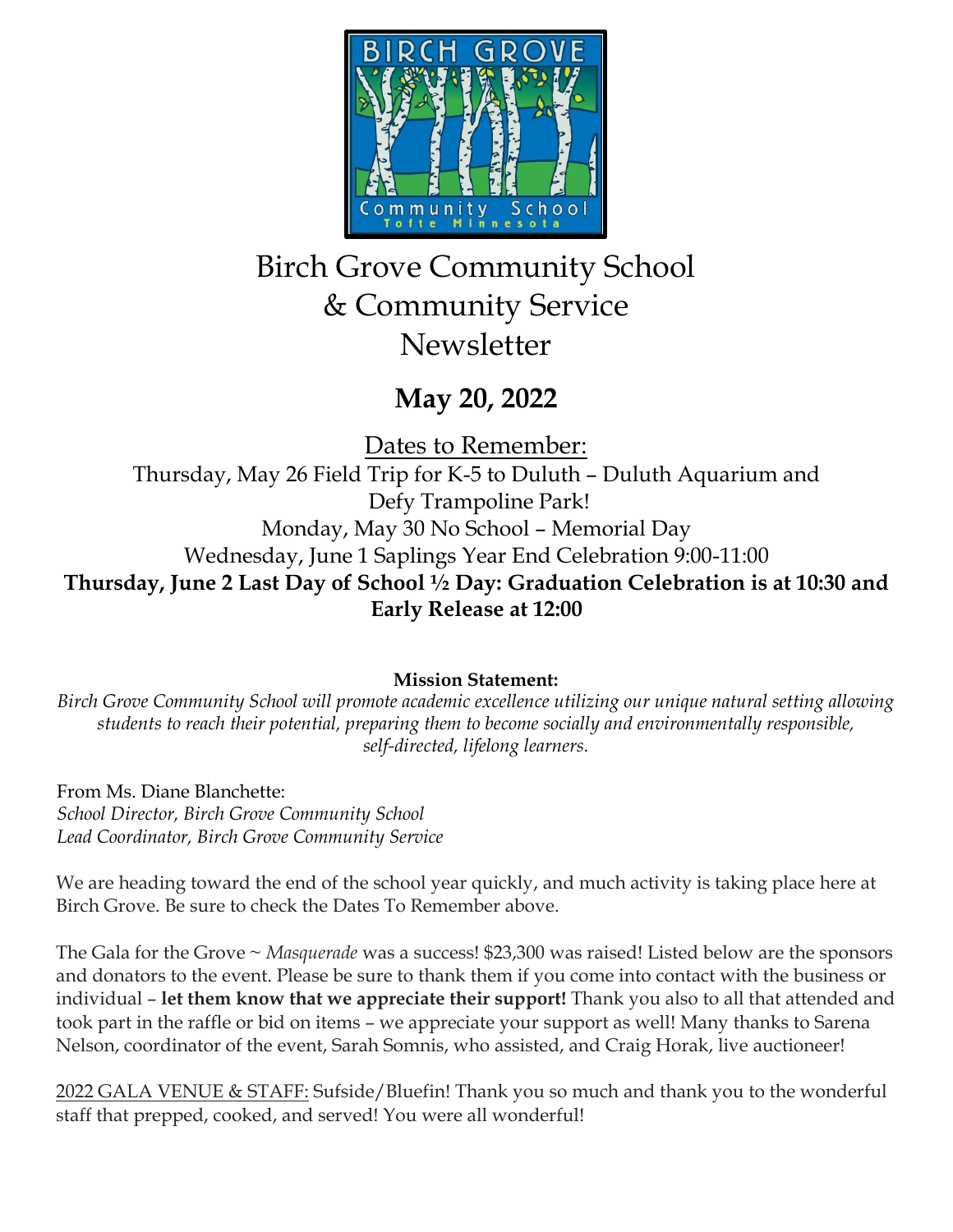# Birch Grove Community School & Community Service Newsletter

## May 20, 2022

Dates to Remember:

Thursday, May 26 Field Trip for K-5 to Duluth – Duluth Aquarium and Defy Trampoline Park!

Monday, May 30 No School – Memorial Day

Wednesday, June 1 Saplings Year End Celebration 9:00-11:00

**Thursday, June 2 Last Day of School ½ Day: Graduation Celebration is at 10:30 and Early Release at 12:00**

**Mission Statement:**

*Birch Grove Community School will promote academic excellence utilizing our unique natural setting allowing students to reach their potential, preparing them to become socially and environmentally responsible, self-directed, lifelong learners.*

From Ms. Diane Blanchette:
*School Director, Birch Grove Community School*
*Lead Coordinator, Birch Grove Community Service*

We are heading toward the end of the school year quickly, and much activity is taking place here at Birch Grove. Be sure to check the Dates To Remember above.

The Gala for the Grove ~ *Masquerade* was a success! $23,300 was raised! Listed below are the sponsors and donators to the event. Please be sure to thank them if you come into contact with the business or individual – **let them know that we appreciate their support!** Thank you also to all that attended and took part in the raffle or bid on items – we appreciate your support as well! Many thanks to Sarena Nelson, coordinator of the event, Sarah Somnis, who assisted, and Craig Horak, live auctioneer!

2022 GALA VENUE & STAFF: Sufside/Bluefin! Thank you so much and thank you to the wonderful staff that prepped, cooked, and served! You were all wonderful!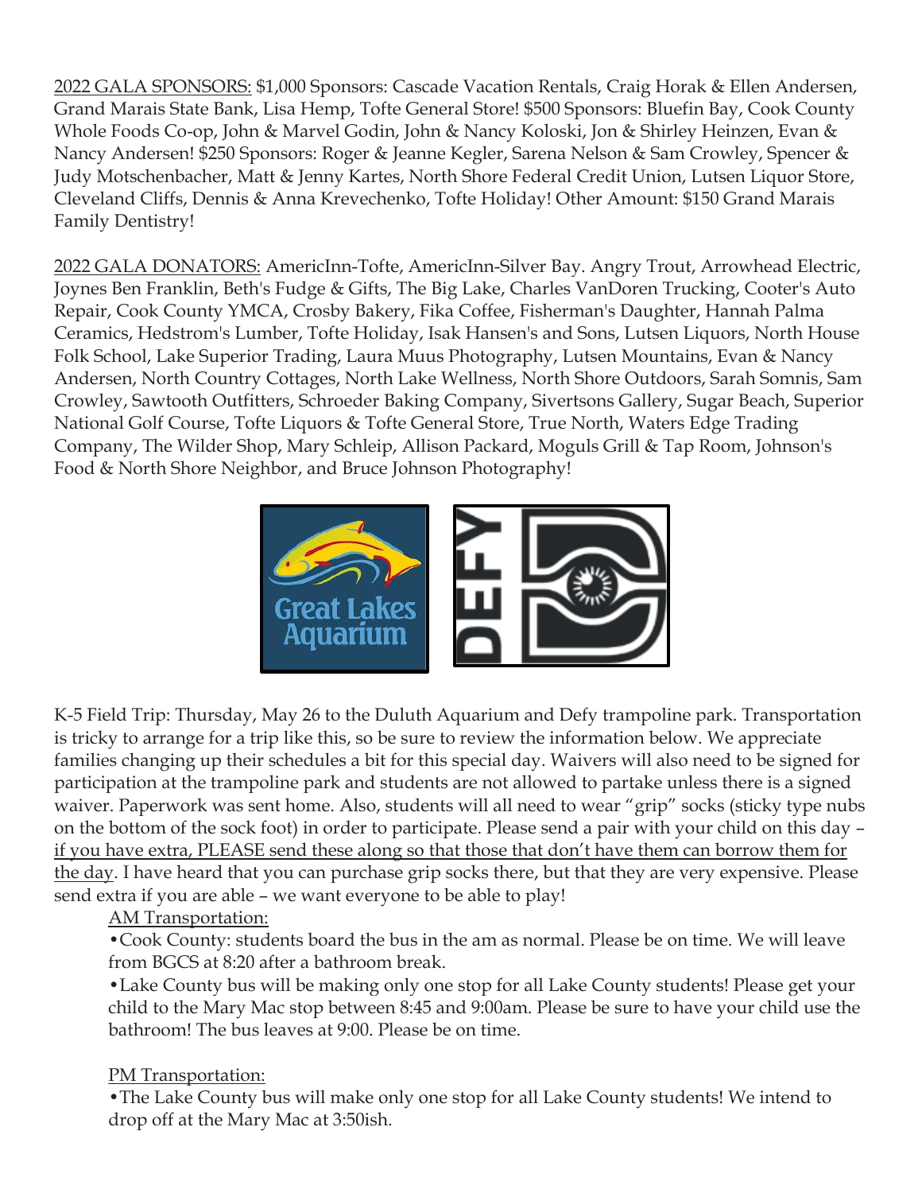2022 GALA SPONSORS: $1,000 Sponsors: Cascade Vacation Rentals, Craig Horak & Ellen Andersen, Grand Marais State Bank, Lisa Hemp, Tofte General Store! $500 Sponsors: Bluefin Bay, Cook County Whole Foods Co-op, John & Marvel Godin, John & Nancy Koloski, Jon & Shirley Heinzen, Evan & Nancy Andersen! $250 Sponsors: Roger & Jeanne Kegler, Sarena Nelson & Sam Crowley, Spencer & Judy Motschenbacher, Matt & Jenny Kartes, North Shore Federal Credit Union, Lutsen Liquor Store, Cleveland Cliffs, Dennis & Anna Krevechenko, Tofte Holiday! Other Amount: $150 Grand Marais Family Dentistry!

2022 GALA DONATORS: AmericInn-Tofte, AmericInn-Silver Bay. Angry Trout, Arrowhead Electric, Joynes Ben Franklin, Beth's Fudge & Gifts, The Big Lake, Charles VanDoren Trucking, Cooter's Auto Repair, Cook County YMCA, Crosby Bakery, Fika Coffee, Fisherman's Daughter, Hannah Palma Ceramics, Hedstrom's Lumber, Tofte Holiday, Isak Hansen's and Sons, Lutsen Liquors, North House Folk School, Lake Superior Trading, Laura Muus Photography, Lutsen Mountains, Evan & Nancy Andersen, North Country Cottages, North Lake Wellness, North Shore Outdoors, Sarah Somnis, Sam Crowley, Sawtooth Outfitters, Schroeder Baking Company, Sivertsons Gallery, Sugar Beach, Superior National Golf Course, Tofte Liquors & Tofte General Store, True North, Waters Edge Trading Company, The Wilder Shop, Mary Schleip, Allison Packard, Moguls Grill & Tap Room, Johnson's Food & North Shore Neighbor, and Bruce Johnson Photography!

K-5 Field Trip: Thursday, May 26 to the Duluth Aquarium and Defy trampoline park. Transportation is tricky to arrange for a trip like this, so be sure to review the information below. We appreciate families changing up their schedules a bit for this special day. Waivers will also need to be signed for participation at the trampoline park and students are not allowed to partake unless there is a signed waiver. Paperwork was sent home. Also, students will all need to wear "grip" socks (sticky type nubs on the bottom of the sock foot) in order to participate. Please send a pair with your child on this day – if you have extra, PLEASE send these along so that those that don't have them can borrow them for the day. I have heard that you can purchase grip socks there, but that they are very expensive. Please send extra if you are able – we want everyone to be able to play!

AM Transportation:

- Cook County: students board the bus in the am as normal. Please be on time. We will leave from BGCS at 8:20 after a bathroom break.
- Lake County bus will be making only one stop for all Lake County students! Please get your child to the Mary Mac stop between 8:45 and 9:00am. Please be sure to have your child use the bathroom! The bus leaves at 9:00. Please be on time.

PM Transportation:

- The Lake County bus will make only one stop for all Lake County students! We intend to drop off at the Mary Mac at 3:50ish.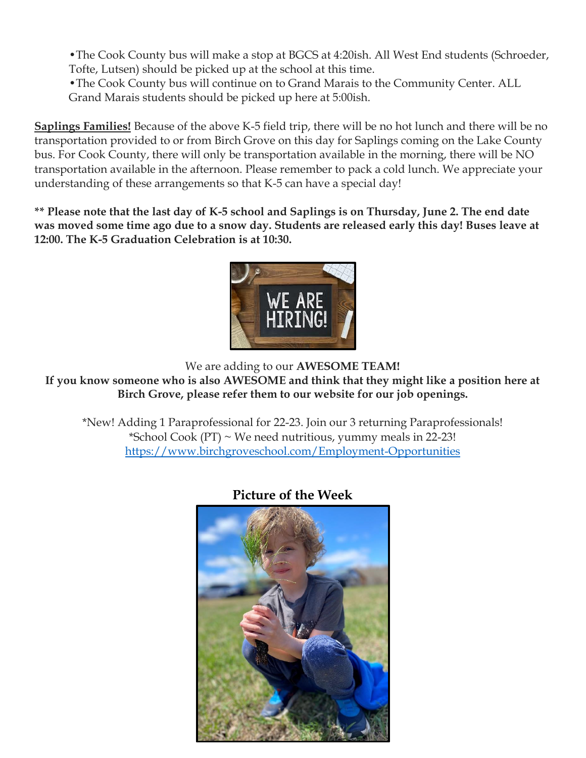- The Cook County bus will make a stop at BGCS at 4:20ish. All West End students (Schroeder, Tofte, Lutsen) should be picked up at the school at this time.
- The Cook County bus will continue on to Grand Marais to the Community Center. ALL Grand Marais students should be picked up here at 5:00ish.

**Saplings Families!** Because of the above K-5 field trip, there will be no hot lunch and there will be no transportation provided to or from Birch Grove on this day for Saplings coming on the Lake County bus. For Cook County, there will only be transportation available in the morning, there will be NO transportation available in the afternoon. Please remember to pack a cold lunch. We appreciate your understanding of these arrangements so that K-5 can have a special day!

**** Please note that the last day of K-5 school and Saplings is on Thursday, June 2. The end date was moved some time ago due to a snow day. Students are released early this day! Buses leave at 12:00. The K-5 Graduation Celebration is at 10:30.**

We are adding to our **AWESOME TEAM!**

**If you know someone who is also AWESOME and think that they might like a position here at Birch Grove, please refer them to our website for our job openings.**

*New! Adding 1 Paraprofessional for 22-23. Join our 3 returning Paraprofessionals!

*School Cook (PT) ~ We need nutritious, yummy meals in 22-23!

https://www.birchgroveschool.com/Employment-Opportunities

**Picture of the Week**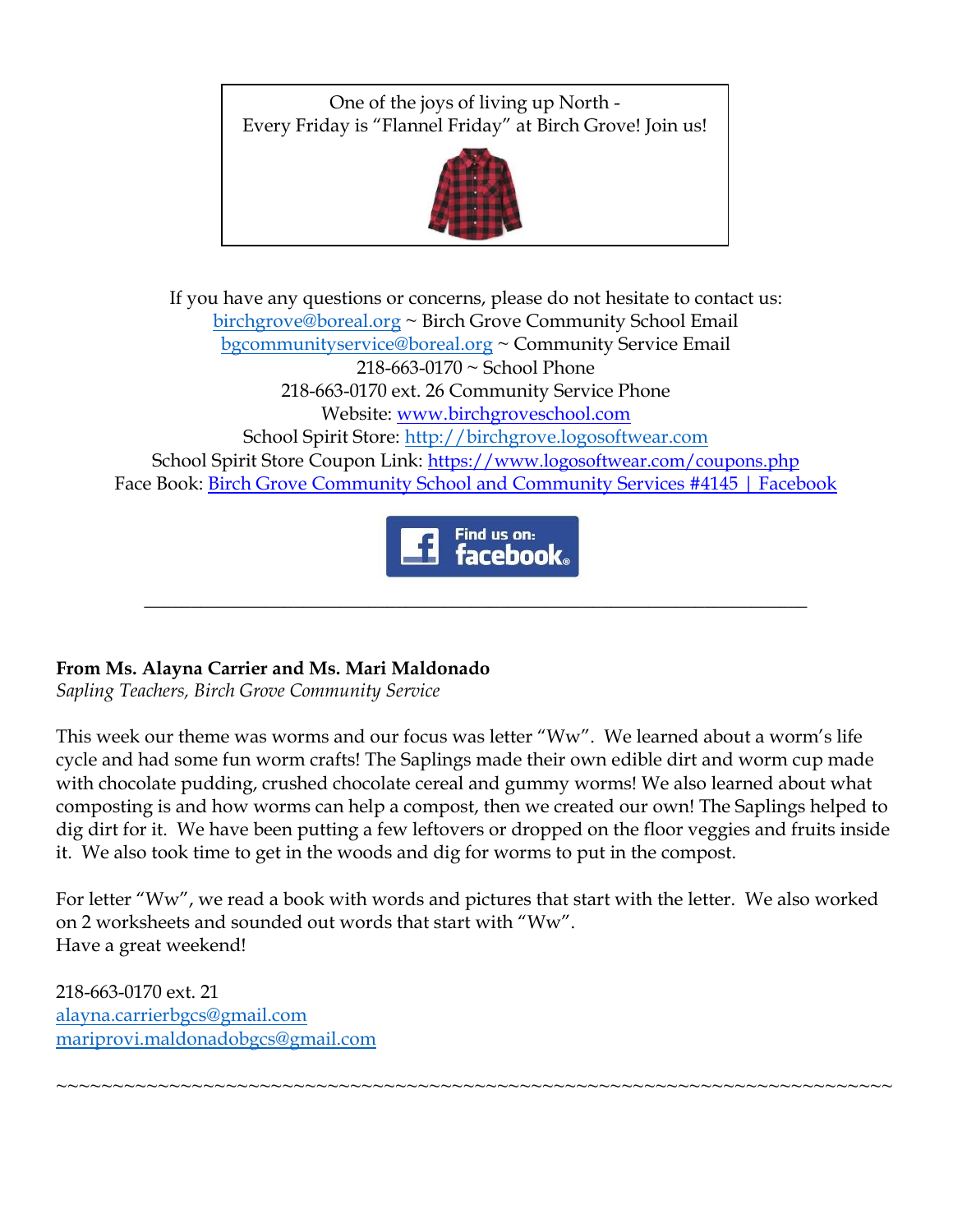One of the joys of living up North -
Every Friday is "Flannel Friday" at Birch Grove! Join us!

If you have any questions or concerns, please do not hesitate to contact us:
birchgrove@boreal.org ~ Birch Grove Community School Email
bgcommunityservice@boreal.org ~ Community Service Email
218-663-0170 ~ School Phone
218-663-0170 ext. 26 Community Service Phone
Website: www.birchgroveschool.com
School Spirit Store: http://birchgrove.logosoftwear.com
School Spirit Store Coupon Link: https://www.logosoftwear.com/coupons.php
Face Book: Birch Grove Community School and Community Services #4145 | Facebook

---

**From Ms. Alayna Carrier and Ms. Mari Maldonado**
*Sapling Teachers, Birch Grove Community Service*

This week our theme was worms and our focus was letter "Ww". We learned about a worm's life cycle and had some fun worm crafts! The Saplings made their own edible dirt and worm cup made with chocolate pudding, crushed chocolate cereal and gummy worms! We also learned about what composting is and how worms can help a compost, then we created our own! The Saplings helped to dig dirt for it. We have been putting a few leftovers or dropped on the floor veggies and fruits inside it. We also took time to get in the woods and dig for worms to put in the compost.

For letter "Ww", we read a book with words and pictures that start with the letter. We also worked on 2 worksheets and sounded out words that start with "Ww".
Have a great weekend!

218-663-0170 ext. 21
alayna.carrierbgcs@gmail.com
mariprovi.maldonadobgcs@gmail.com

~~~~~~~~~~~~~~~~~~~~~~~~~~~~~~~~~~~~~~~~~~~~~~~~~~~~~~~~~~~~~~~~~~~~~~~~~~~~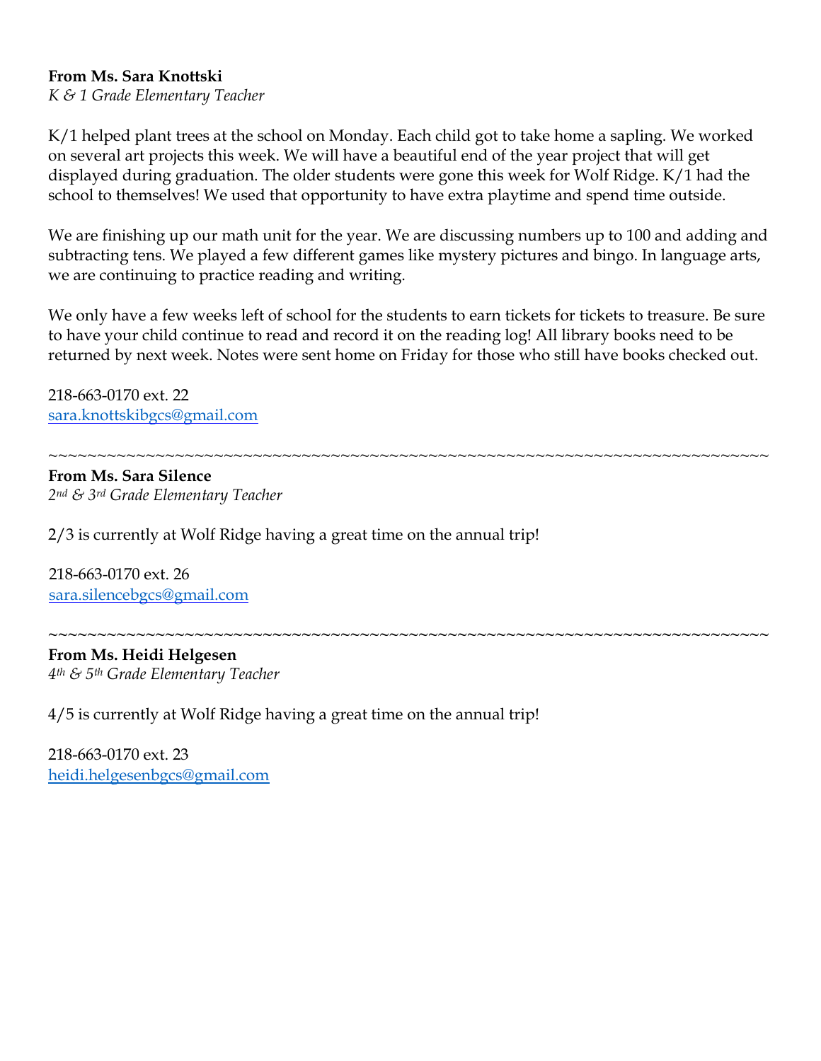**From Ms. Sara Knottski**
*K & 1 Grade Elementary Teacher*

K/1 helped plant trees at the school on Monday. Each child got to take home a sapling. We worked on several art projects this week. We will have a beautiful end of the year project that will get displayed during graduation. The older students were gone this week for Wolf Ridge. K/1 had the school to themselves! We used that opportunity to have extra playtime and spend time outside.

We are finishing up our math unit for the year. We are discussing numbers up to 100 and adding and subtracting tens. We played a few different games like mystery pictures and bingo. In language arts, we are continuing to practice reading and writing.

We only have a few weeks left of school for the students to earn tickets for tickets to treasure. Be sure to have your child continue to read and record it on the reading log! All library books need to be returned by next week. Notes were sent home on Friday for those who still have books checked out.

218-663-0170 ext. 22
sara.knottskibgcs@gmail.com

~~~~~~~~~~~~~~~~~~~~~~~~~~~~~~~~~~~~~~~~~~~~~~~~~~~~~~~~~~~~~~~~~~~~~~~~~~

**From Ms. Sara Silence**
*2nd & 3rd Grade Elementary Teacher*

2/3 is currently at Wolf Ridge having a great time on the annual trip!

218-663-0170 ext. 26
sara.silencebgcs@gmail.com

~~~~~~~~~~~~~~~~~~~~~~~~~~~~~~~~~~~~~~~~~~~~~~~~~~~~~~~~~~~~~~~~~~~~~~~~~~

**From Ms. Heidi Helgesen**
*4th & 5th Grade Elementary Teacher*

4/5 is currently at Wolf Ridge having a great time on the annual trip!

218-663-0170 ext. 23
heidi.helgesenbgcs@gmail.com